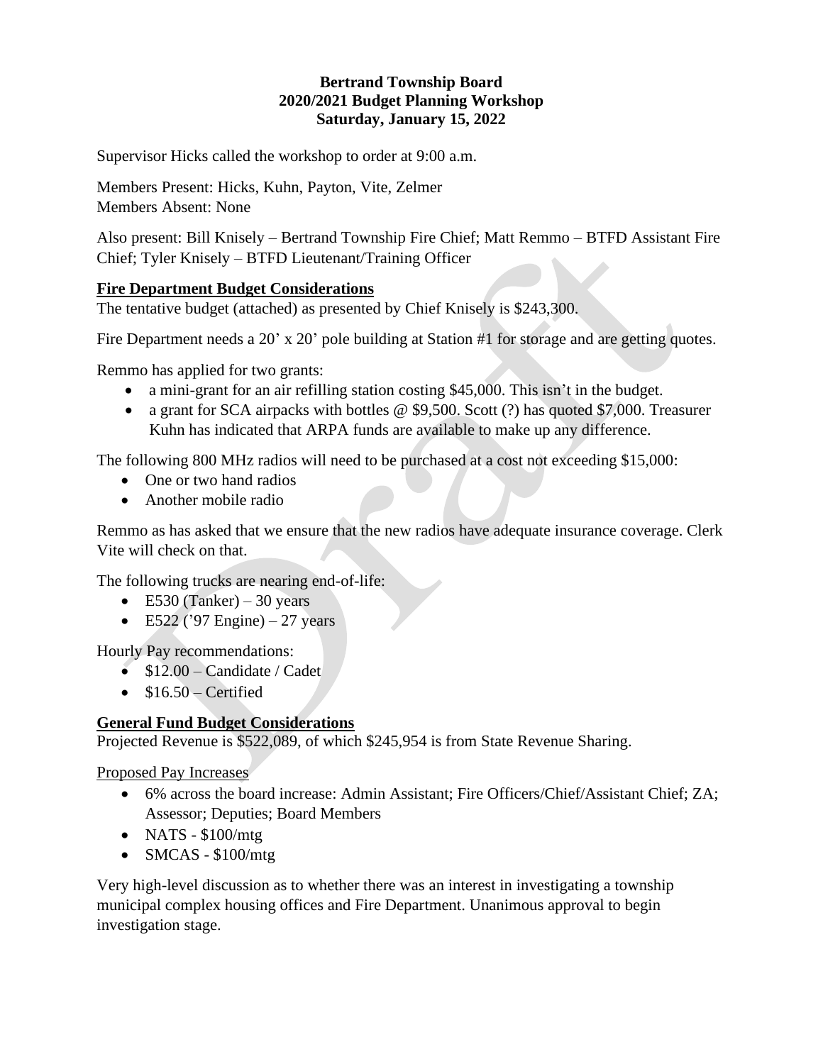**Bertrand Township Board**
**2020/2021 Budget Planning Workshop**
**Saturday, January 15, 2022**

Supervisor Hicks called the workshop to order at 9:00 a.m.

Members Present: Hicks, Kuhn, Payton, Vite, Zelmer
Members Absent: None

Also present: Bill Knisely – Bertrand Township Fire Chief; Matt Remmo – BTFD Assistant Fire Chief; Tyler Knisely – BTFD Lieutenant/Training Officer

## Fire Department Budget Considerations

The tentative budget (attached) as presented by Chief Knisely is $243,300.

Fire Department needs a 20' x 20' pole building at Station #1 for storage and are getting quotes.

Remmo has applied for two grants:

- a mini-grant for an air refilling station costing $45,000. This isn't in the budget.
- a grant for SCA airpacks with bottles @ $9,500. Scott (?) has quoted $7,000. Treasurer Kuhn has indicated that ARPA funds are available to make up any difference.

The following 800 MHz radios will need to be purchased at a cost not exceeding $15,000:

- One or two hand radios
- Another mobile radio

Remmo as has asked that we ensure that the new radios have adequate insurance coverage. Clerk Vite will check on that.

The following trucks are nearing end-of-life:

- E530 (Tanker) – 30 years
- E522 ('97 Engine) – 27 years

Hourly Pay recommendations:

- $12.00 – Candidate / Cadet
- $16.50 – Certified

## General Fund Budget Considerations

Projected Revenue is $522,089, of which $245,954 is from State Revenue Sharing.

### Proposed Pay Increases

- 6% across the board increase: Admin Assistant; Fire Officers/Chief/Assistant Chief; ZA; Assessor; Deputies; Board Members
- NATS - $100/mtg
- SMCAS - $100/mtg

Very high-level discussion as to whether there was an interest in investigating a township municipal complex housing offices and Fire Department. Unanimous approval to begin investigation stage.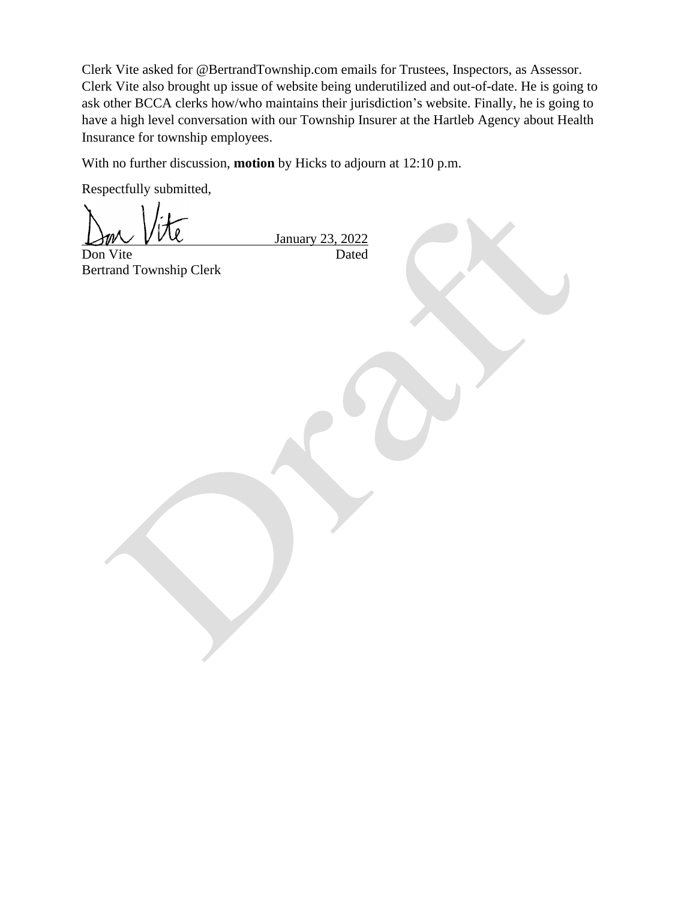Clerk Vite asked for @BertrandTownship.com emails for Trustees, Inspectors, as Assessor. Clerk Vite also brought up issue of website being underutilized and out-of-date. He is going to ask other BCCA clerks how/who maintains their jurisdiction's website. Finally, he is going to have a high level conversation with our Township Insurer at the Hartleb Agency about Health Insurance for township employees.

With no further discussion, **motion** by Hicks to adjourn at 12:10 p.m.

Respectfully submitted,

January 23, 2022

Don Vite　　　　　　　　　　　　　Dated

Bertrand Township Clerk

Draft